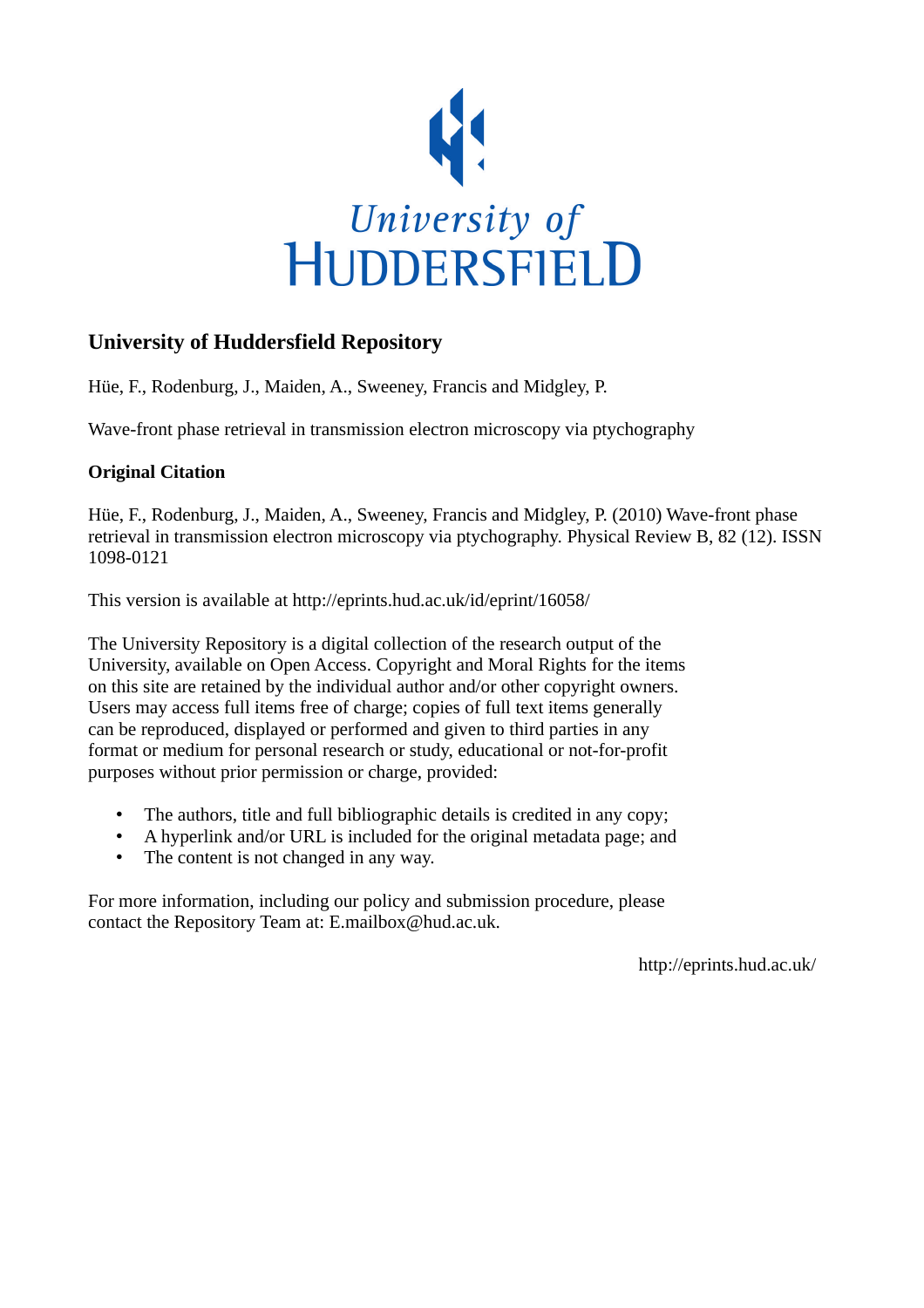University of HUDDERSFIELD

## University of Huddersfield Repository

Hüe, F., Rodenburg, J., Maiden, A., Sweeney, Francis and Midgley, P.

Wave-front phase retrieval in transmission electron microscopy via ptychography

### Original Citation

Hüe, F., Rodenburg, J., Maiden, A., Sweeney, Francis and Midgley, P. (2010) Wave-front phase retrieval in transmission electron microscopy via ptychography. Physical Review B, 82 (12). ISSN 1098-0121

This version is available at http://eprints.hud.ac.uk/id/eprint/16058/

The University Repository is a digital collection of the research output of the University, available on Open Access. Copyright and Moral Rights for the items on this site are retained by the individual author and/or other copyright owners. Users may access full items free of charge; copies of full text items generally can be reproduced, displayed or performed and given to third parties in any format or medium for personal research or study, educational or not-for-profit purposes without prior permission or charge, provided:

- The authors, title and full bibliographic details is credited in any copy;
- A hyperlink and/or URL is included for the original metadata page; and
- The content is not changed in any way.

For more information, including our policy and submission procedure, please contact the Repository Team at: E.mailbox@hud.ac.uk.

http://eprints.hud.ac.uk/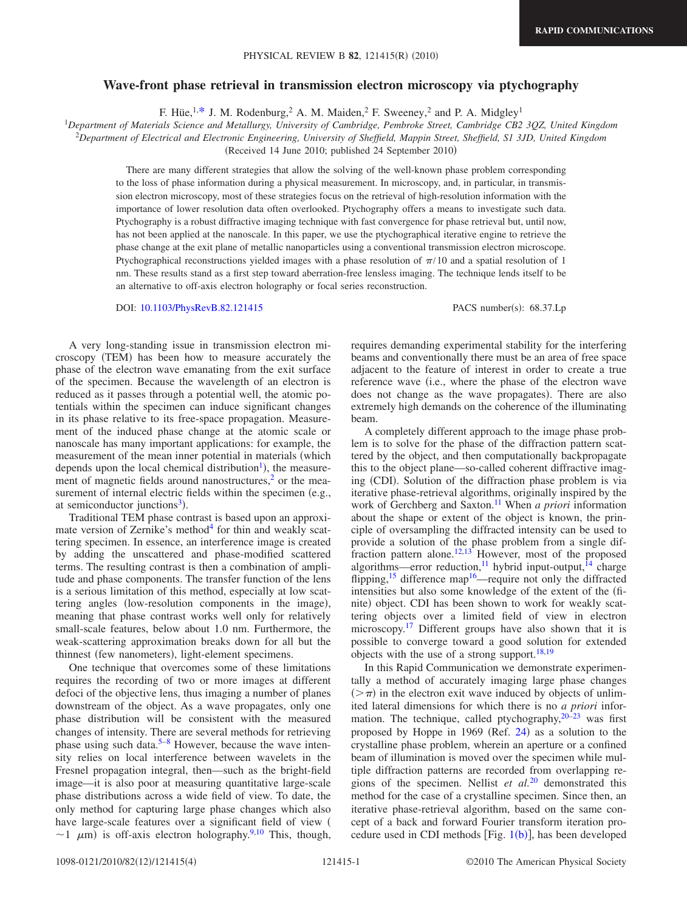# Wave-front phase retrieval in transmission electron microscopy via ptychography

F. Hüe,[1,*] J. M. Rodenburg,[2] A. M. Maiden,[2] F. Sweeney,[2] and P. A. Midgley[1]

[1]*Department of Materials Science and Metallurgy, University of Cambridge, Pembroke Street, Cambridge CB2 3QZ, United Kingdom*
[2]*Department of Electrical and Electronic Engineering, University of Sheffield, Mappin Street, Sheffield, S1 3JD, United Kingdom*

(Received 14 June 2010; published 24 September 2010)

There are many different strategies that allow the solving of the well-known phase problem corresponding to the loss of phase information during a physical measurement. In microscopy, and, in particular, in transmission electron microscopy, most of these strategies focus on the retrieval of high-resolution information with the importance of lower resolution data often overlooked. Ptychography offers a means to investigate such data. Ptychography is a robust diffractive imaging technique with fast convergence for phase retrieval but, until now, has not been applied at the nanoscale. In this paper, we use the ptychographical iterative engine to retrieve the phase change at the exit plane of metallic nanoparticles using a conventional transmission electron microscope. Ptychographical reconstructions yielded images with a phase resolution of $\pi/10$ and a spatial resolution of 1 nm. These results stand as a first step toward aberration-free lensless imaging. The technique lends itself to be an alternative to off-axis electron holography or focal series reconstruction.

DOI: 10.1103/PhysRevB.82.121415 PACS number(s): 68.37.Lp

A very long-standing issue in transmission electron microscopy (TEM) has been how to measure accurately the phase of the electron wave emanating from the exit surface of the specimen. Because the wavelength of an electron is reduced as it passes through a potential well, the atomic potentials within the specimen can induce significant changes in its phase relative to its free-space propagation. Measurement of the induced phase change at the atomic scale or nanoscale has many important applications: for example, the measurement of the mean inner potential in materials (which depends upon the local chemical distribution[1]), the measurement of magnetic fields around nanostructures,[2] or the measurement of internal electric fields within the specimen (e.g., at semiconductor junctions[3]).

Traditional TEM phase contrast is based upon an approximate version of Zernike's method[4] for thin and weakly scattering specimen. In essence, an interference image is created by adding the unscattered and phase-modified scattered terms. The resulting contrast is then a combination of amplitude and phase components. The transfer function of the lens is a serious limitation of this method, especially at low scattering angles (low-resolution components in the image), meaning that phase contrast works well only for relatively small-scale features, below about 1.0 nm. Furthermore, the weak-scattering approximation breaks down for all but the thinnest (few nanometers), light-element specimens.

One technique that overcomes some of these limitations requires the recording of two or more images at different defoci of the objective lens, thus imaging a number of planes downstream of the object. As a wave propagates, only one phase distribution will be consistent with the measured changes of intensity. There are several methods for retrieving phase using such data.[5–8] However, because the wave intensity relies on local interference between wavelets in the Fresnel propagation integral, then—such as the bright-field image—it is also poor at measuring quantitative large-scale phase distributions across a wide field of view. To date, the only method for capturing large phase changes which also have large-scale features over a significant field of view ($\sim 1$ $\mu$m) is off-axis electron holography.[9,10] This, though, requires demanding experimental stability for the interfering beams and conventionally there must be an area of free space adjacent to the feature of interest in order to create a true reference wave (i.e., where the phase of the electron wave does not change as the wave propagates). There are also extremely high demands on the coherence of the illuminating beam.

A completely different approach to the image phase problem is to solve for the phase of the diffraction pattern scattered by the object, and then computationally backpropagate this to the object plane—so-called coherent diffractive imaging (CDI). Solution of the diffraction phase problem is via iterative phase-retrieval algorithms, originally inspired by the work of Gerchberg and Saxton.[11] When *a priori* information about the shape or extent of the object is known, the principle of oversampling the diffracted intensity can be used to provide a solution of the phase problem from a single diffraction pattern alone.[12,13] However, most of the proposed algorithms—error reduction,[11] hybrid input-output,[14] charge flipping,[15] difference map[16]—require not only the diffracted intensities but also some knowledge of the extent of the (finite) object. CDI has been shown to work for weakly scattering objects over a limited field of view in electron microscopy.[17] Different groups have also shown that it is possible to converge toward a good solution for extended objects with the use of a strong support.[18,19]

In this Rapid Communication we demonstrate experimentally a method of accurately imaging large phase changes ($>\pi$) in the electron exit wave induced by objects of unlimited lateral dimensions for which there is no *a priori* information. The technique, called ptychography,[20–23] was first proposed by Hoppe in 1969 (Ref. 24) as a solution to the crystalline phase problem, wherein an aperture or a confined beam of illumination is moved over the specimen while multiple diffraction patterns are recorded from overlapping regions of the specimen. Nellist *et al.*[20] demonstrated this method for the case of a crystalline specimen. Since then, an iterative phase-retrieval algorithm, based on the same concept of a back and forward Fourier transform iteration procedure used in CDI methods [Fig. 1(b)], has been developed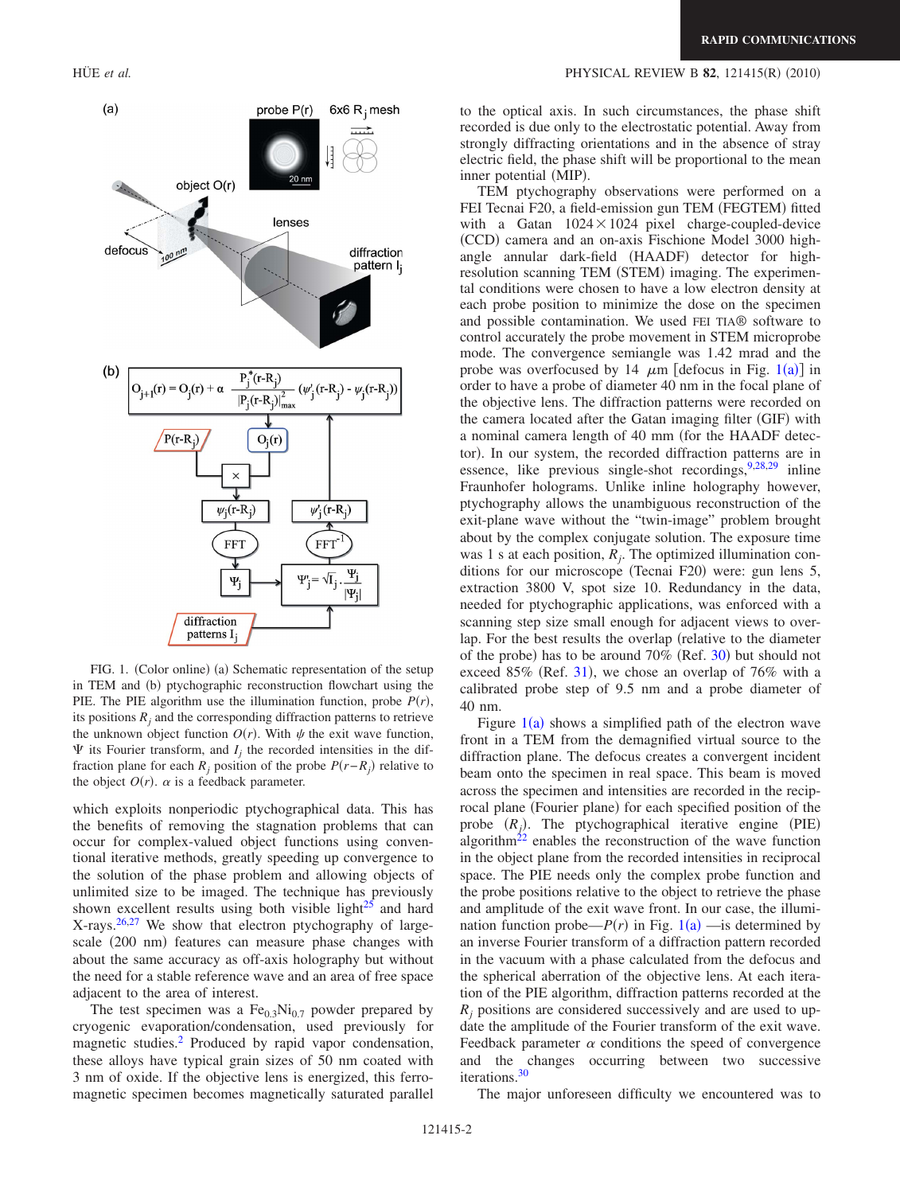FIG. 1. (Color online) (a) Schematic representation of the setup in TEM and (b) ptychographic reconstruction flowchart using the PIE. The PIE algorithm use the illumination function, probe $P(r)$, its positions $R_j$ and the corresponding diffraction patterns to retrieve the unknown object function $O(r)$. With $\psi$ the exit wave function, $\Psi$ its Fourier transform, and $I_j$ the recorded intensities in the diffraction plane for each $R_j$ position of the probe $P(r-R_j)$ relative to the object $O(r)$. $\alpha$ is a feedback parameter.

which exploits nonperiodic ptychographical data. This has the benefits of removing the stagnation problems that can occur for complex-valued object functions using conventional iterative methods, greatly speeding up convergence to the solution of the phase problem and allowing objects of unlimited size to be imaged. The technique has previously shown excellent results using both visible light[25] and hard X-rays.[26,27] We show that electron ptychography of large-scale (200 nm) features can measure phase changes with about the same accuracy as off-axis holography but without the need for a stable reference wave and an area of free space adjacent to the area of interest.

The test specimen was a $Fe_{0.3}Ni_{0.7}$ powder prepared by cryogenic evaporation/condensation, used previously for magnetic studies.[2] Produced by rapid vapor condensation, these alloys have typical grain sizes of 50 nm coated with 3 nm of oxide. If the objective lens is energized, this ferromagnetic specimen becomes magnetically saturated parallel to the optical axis. In such circumstances, the phase shift recorded is due only to the electrostatic potential. Away from strongly diffracting orientations and in the absence of stray electric field, the phase shift will be proportional to the mean inner potential (MIP).

TEM ptychography observations were performed on a FEI Tecnai F20, a field-emission gun TEM (FEGTEM) fitted with a Gatan $1024\times1024$ pixel charge-coupled-device (CCD) camera and an on-axis Fischione Model 3000 high-angle annular dark-field (HAADF) detector for high-resolution scanning TEM (STEM) imaging. The experimental conditions were chosen to have a low electron density at each probe position to minimize the dose on the specimen and possible contamination. We used FEI TIA® software to control accurately the probe movement in STEM microprobe mode. The convergence semiangle was 1.42 mrad and the probe was overfocused by 14 $\mu$m [defocus in Fig. 1(a)] in order to have a probe of diameter 40 nm in the focal plane of the objective lens. The diffraction patterns were recorded on the camera located after the Gatan imaging filter (GIF) with a nominal camera length of 40 mm (for the HAADF detector). In our system, the recorded diffraction patterns are in essence, like previous single-shot recordings,[9,28,29] inline Fraunhofer holograms. Unlike inline holography however, ptychography allows the unambiguous reconstruction of the exit-plane wave without the "twin-image" problem brought about by the complex conjugate solution. The exposure time was 1 s at each position, $R_j$. The optimized illumination conditions for our microscope (Tecnai F20) were: gun lens 5, extraction 3800 V, spot size 10. Redundancy in the data, needed for ptychographic applications, was enforced with a scanning step size small enough for adjacent views to overlap. For the best results the overlap (relative to the diameter of the probe) has to be around 70% (Ref. 30) but should not exceed 85% (Ref. 31), we chose an overlap of 76% with a calibrated probe step of 9.5 nm and a probe diameter of 40 nm.

Figure 1(a) shows a simplified path of the electron wave front in a TEM from the demagnified virtual source to the diffraction plane. The defocus creates a convergent incident beam onto the specimen in real space. This beam is moved across the specimen and intensities are recorded in the reciprocal plane (Fourier plane) for each specified position of the probe $(R_j)$. The ptychographical iterative engine (PIE) algorithm[22] enables the reconstruction of the wave function in the object plane from the recorded intensities in reciprocal space. The PIE needs only the complex probe function and the probe positions relative to the object to retrieve the phase and amplitude of the exit wave front. In our case, the illumination function probe—$P(r)$ in Fig. 1(a) —is determined by an inverse Fourier transform of a diffraction pattern recorded in the vacuum with a phase calculated from the defocus and the spherical aberration of the objective lens. At each iteration of the PIE algorithm, diffraction patterns recorded at the $R_j$ positions are considered successively and are used to update the amplitude of the Fourier transform of the exit wave. Feedback parameter $\alpha$ conditions the speed of convergence and the changes occurring between two successive iterations.[30]

The major unforeseen difficulty we encountered was to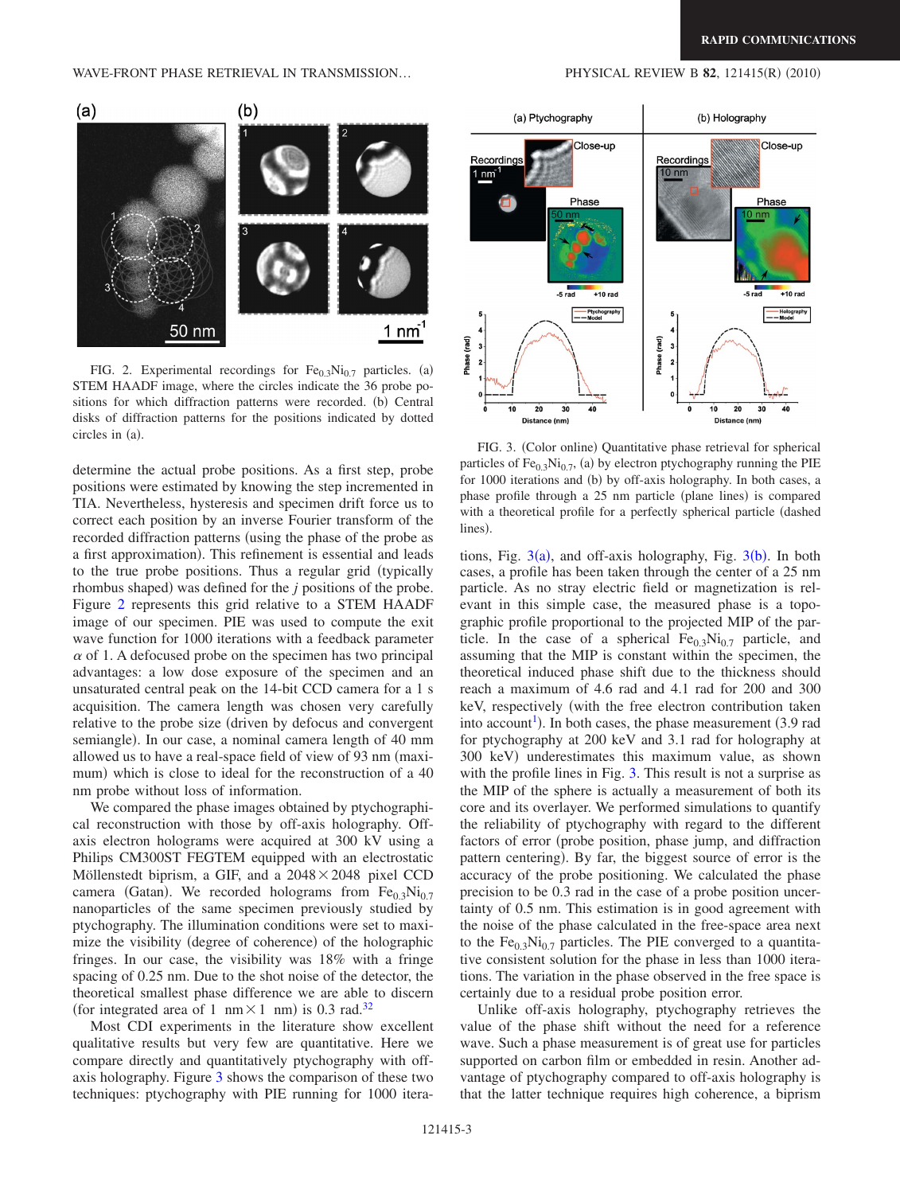FIG. 2. Experimental recordings for $Fe_{0.3}Ni_{0.7}$ particles. (a) STEM HAADF image, where the circles indicate the 36 probe positions for which diffraction patterns were recorded. (b) Central disks of diffraction patterns for the positions indicated by dotted circles in (a).

determine the actual probe positions. As a first step, probe positions were estimated by knowing the step incremented in TIA. Nevertheless, hysteresis and specimen drift force us to correct each position by an inverse Fourier transform of the recorded diffraction patterns (using the phase of the probe as a first approximation). This refinement is essential and leads to the true probe positions. Thus a regular grid (typically rhombus shaped) was defined for the $j$ positions of the probe. Figure 2 represents this grid relative to a STEM HAADF image of our specimen. PIE was used to compute the exit wave function for 1000 iterations with a feedback parameter $\alpha$ of 1. A defocused probe on the specimen has two principal advantages: a low dose exposure of the specimen and an unsaturated central peak on the 14-bit CCD camera for a 1 s acquisition. The camera length was chosen very carefully relative to the probe size (driven by defocus and convergent semiangle). In our case, a nominal camera length of 40 mm allowed us to have a real-space field of view of 93 nm (maximum) which is close to ideal for the reconstruction of a 40 nm probe without loss of information.

We compared the phase images obtained by ptychographical reconstruction with those by off-axis holography. Off-axis electron holograms were acquired at 300 kV using a Philips CM300ST FEGTEM equipped with an electrostatic Möllenstedt biprism, a GIF, and a $2048\times2048$ pixel CCD camera (Gatan). We recorded holograms from $Fe_{0.3}Ni_{0.7}$ nanoparticles of the same specimen previously studied by ptychography. The illumination conditions were set to maximize the visibility (degree of coherence) of the holographic fringes. In our case, the visibility was 18% with a fringe spacing of 0.25 nm. Due to the shot noise of the detector, the theoretical smallest phase difference we are able to discern (for integrated area of 1 nm$\times$1 nm) is 0.3 rad.[32]

Most CDI experiments in the literature show excellent qualitative results but very few are quantitative. Here we compare directly and quantitatively ptychography with off-axis holography. Figure 3 shows the comparison of these two techniques: ptychography with PIE running for 1000 iterations, Fig. 3(a), and off-axis holography, Fig. 3(b). In both cases, a profile has been taken through the center of a 25 nm particle. As no stray electric field or magnetization is relevant in this simple case, the measured phase is a topographic profile proportional to the projected MIP of the particle. In the case of a spherical $Fe_{0.3}Ni_{0.7}$ particle, and assuming that the MIP is constant within the specimen, the theoretical induced phase shift due to the thickness should reach a maximum of 4.6 rad and 4.1 for 200 and 300 keV, respectively (with the free electron contribution taken into account[1]). In both cases, the phase measurement (3.9 rad for ptychography at 200 keV and 3.1 rad for holography at 300 keV) underestimates this maximum value, as shown with the profile lines in Fig. 3. This result is not a surprise as the MIP of the sphere is actually a measurement of both its core and its overlayer. We performed simulations to quantify the reliability of ptychography with regard to the different factors of error (probe position, phase jump, and diffraction pattern centering). By far, the biggest source of error is the accuracy of the probe positioning. We calculated the phase precision to be 0.3 rad in the case of a probe position uncertainty of 0.5 nm. This estimation is in good agreement with the noise of the phase calculated in the free-space area next to the $Fe_{0.3}Ni_{0.7}$ particles. The PIE converged to a quantitative consistent solution for the phase in less than 1000 iterations. The variation in the phase observed in the free space is certainly due to a residual probe position error.

FIG. 3. (Color online) Quantitative phase retrieval for spherical particles of $Fe_{0.3}Ni_{0.7}$, (a) by electron ptychography running the PIE for 1000 iterations and (b) by off-axis holography. In both cases, a phase profile through a 25 nm particle (plane lines) is compared with a theoretical profile for a perfectly spherical particle (dashed lines).

Unlike off-axis holography, ptychography retrieves the value of the phase shift without the need for a reference wave. Such a phase measurement is of great use for particles supported on carbon film or embedded in resin. Another advantage of ptychography compared to off-axis holography is that the latter technique requires high coherence, a biprism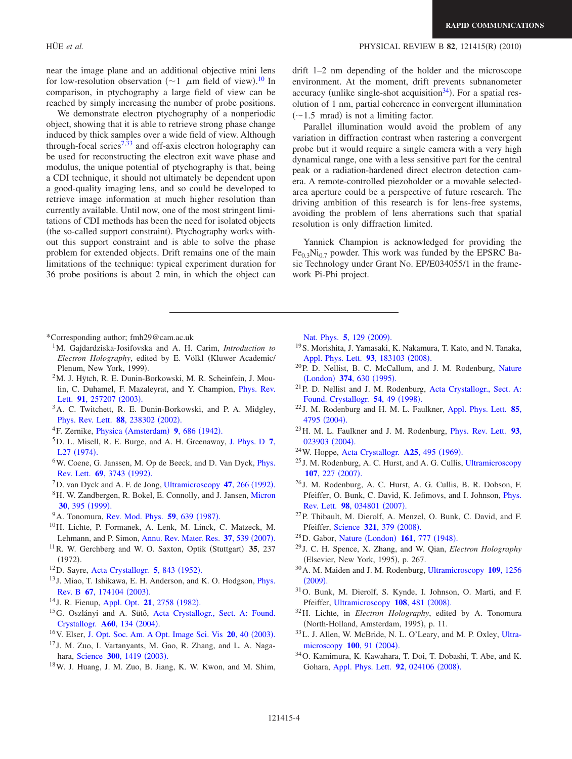near the image plane and an additional objective mini lens for low-resolution observation (~1 $\mu$m field of view).[10] In comparison, in ptychography a large field of view can be reached by simply increasing the number of probe positions.

We demonstrate electron ptychography of a nonperiodic object, showing that it is able to retrieve strong phase change induced by thick samples over a wide field of view. Although through-focal series[7,33] and off-axis electron holography can be used for reconstructing the electron exit wave phase and modulus, the unique potential of ptychography is that, being a CDI technique, it should not ultimately be dependent upon a good-quality imaging lens, and so could be developed to retrieve image information at much higher resolution than currently available. Until now, one of the most stringent limitations of CDI methods has been the need for isolated objects (the so-called support constraint). Ptychography works without this support constraint and is able to solve the phase problem for extended objects. Drift remains one of the main limitations of the technique: typical experiment duration for 36 probe positions is about 2 min, in which the object can drift 1–2 nm depending of the holder and the microscope environment. At the moment, drift prevents subnanometer accuracy (unlike single-shot acquisition[34]). For a spatial resolution of 1 nm, partial coherence in convergent illumination (~1.5 mrad) is not a limiting factor.

Parallel illumination would avoid the problem of any variation in diffraction contrast when rastering a convergent probe but it would require a single camera with a very high dynamical range, one with a less sensitive part for the central peak or a radiation-hardened direct electron detection camera. A remote-controlled piezoholder or a movable selected-area aperture could be a perspective of future research. The driving ambition of this research is for lens-free systems, avoiding the problem of lens aberrations such that spatial resolution is only diffraction limited.

Yannick Champion is acknowledged for providing the $Fe_{0.3}Ni_{0.7}$ powder. This work was funded by the EPSRC Basic Technology under Grant No. EP/E034055/1 in the framework Pi-Phi project.

---

*Corresponding author; fmh29@cam.ac.uk

[1] M. Gajdardziska-Josifovska and A. H. Carim, *Introduction to Electron Holography*, edited by E. Völkl (Kluwer Academic/Plenum, New York, 1999).

[2] M. J. Hÿtch, R. E. Dunin-Borkowski, M. R. Scheinfein, J. Moulin, C. Duhamel, F. Mazaleyrat, and Y. Champion, Phys. Rev. Lett. **91**, 257207 (2003).

[3] A. C. Twitchett, R. E. Dunin-Borkowski, and P. A. Midgley, Phys. Rev. Lett. **88**, 238302 (2002).

[4] F. Zernike, Physica (Amsterdam) **9**, 686 (1942).

[5] D. L. Misell, R. E. Burge, and A. H. Greenaway, J. Phys. D **7**, L27 (1974).

[6] W. Coene, G. Janssen, M. Op de Beeck, and D. Van Dyck, Phys. Rev. Lett. **69**, 3743 (1992).

[7] D. van Dyck and A. F. de Jong, Ultramicroscopy **47**, 266 (1992).

[8] H. W. Zandbergen, R. Bokel, E. Connolly, and J. Jansen, Micron **30**, 395 (1999).

[9] A. Tonomura, Rev. Mod. Phys. **59**, 639 (1987).

[10] H. Lichte, P. Formanek, A. Lenk, M. Linck, C. Matzeck, M. Lehmann, and P. Simon, Annu. Rev. Mater. Res. **37**, 539 (2007).

[11] R. W. Gerchberg and W. O. Saxton, Optik (Stuttgart) **35**, 237 (1972).

[12] D. Sayre, Acta Crystallogr. **5**, 843 (1952).

[13] J. Miao, T. Ishikawa, E. H. Anderson, and K. O. Hodgson, Phys. Rev. B **67**, 174104 (2003).

[14] J. R. Fienup, Appl. Opt. **21**, 2758 (1982).

[15] G. Oszlányi and A. Sütő, Acta Crystallogr., Sect. A: Found. Crystallogr. **A60**, 134 (2004).

[16] V. Elser, J. Opt. Soc. Am. A Opt. Image Sci. Vis **20**, 40 (2003).

[17] J. M. Zuo, I. Vartanyants, M. Gao, R. Zhang, and L. A. Nagahara, Science **300**, 1419 (2003).

[18] W. J. Huang, J. M. Zuo, B. Jiang, K. W. Kwon, and M. Shim, Nat. Phys. **5**, 129 (2009).

[19] S. Morishita, J. Yamasaki, K. Nakamura, T. Kato, and N. Tanaka, Appl. Phys. Lett. **93**, 183103 (2008).

[20] P. D. Nellist, B. C. McCallum, and J. M. Rodenburg, Nature (London) **374**, 630 (1995).

[21] P. D. Nellist and J. M. Rodenburg, Acta Crystallogr., Sect. A: Found. Crystallogr. **54**, 49 (1998).

[22] J. M. Rodenburg and H. M. L. Faulkner, Appl. Phys. Lett. **85**, 4795 (2004).

[23] H. M. L. Faulkner and J. M. Rodenburg, Phys. Rev. Lett. **93**, 023903 (2004).

[24] W. Hoppe, Acta Crystallogr. **A25**, 495 (1969).

[25] J. M. Rodenburg, A. C. Hurst, and A. G. Cullis, Ultramicroscopy **107**, 227 (2007).

[26] J. M. Rodenburg, A. C. Hurst, A. G. Cullis, B. R. Dobson, F. Pfeiffer, O. Bunk, C. David, K. Jefimovs, and I. Johnson, Phys. Rev. Lett. **98**, 034801 (2007).

[27] P. Thibault, M. Dierolf, A. Menzel, O. Bunk, C. David, and F. Pfeiffer, Science **321**, 379 (2008).

[28] D. Gabor, Nature (London) **161**, 777 (1948).

[29] J. C. H. Spence, X. Zhang, and W. Qian, *Electron Holography* (Elsevier, New York, 1995), p. 267.

[30] A. M. Maiden and J. M. Rodenburg, Ultramicroscopy **109**, 1256 (2009).

[31] O. Bunk, M. Dierolf, S. Kynde, I. Johnson, O. Marti, and F. Pfeiffer, Ultramicroscopy **108**, 481 (2008).

[32] H. Lichte, in *Electron Holography*, edited by A. Tonomura (North-Holland, Amsterdam, 1995), p. 11.

[33] L. J. Allen, W. McBride, N. L. O'Leary, and M. P. Oxley, Ultramicroscopy **100**, 91 (2004).

[34] O. Kamimura, K. Kawahara, T. Doi, T. Dobashi, T. Abe, and K. Gohara, Appl. Phys. Lett. **92**, 024106 (2008).